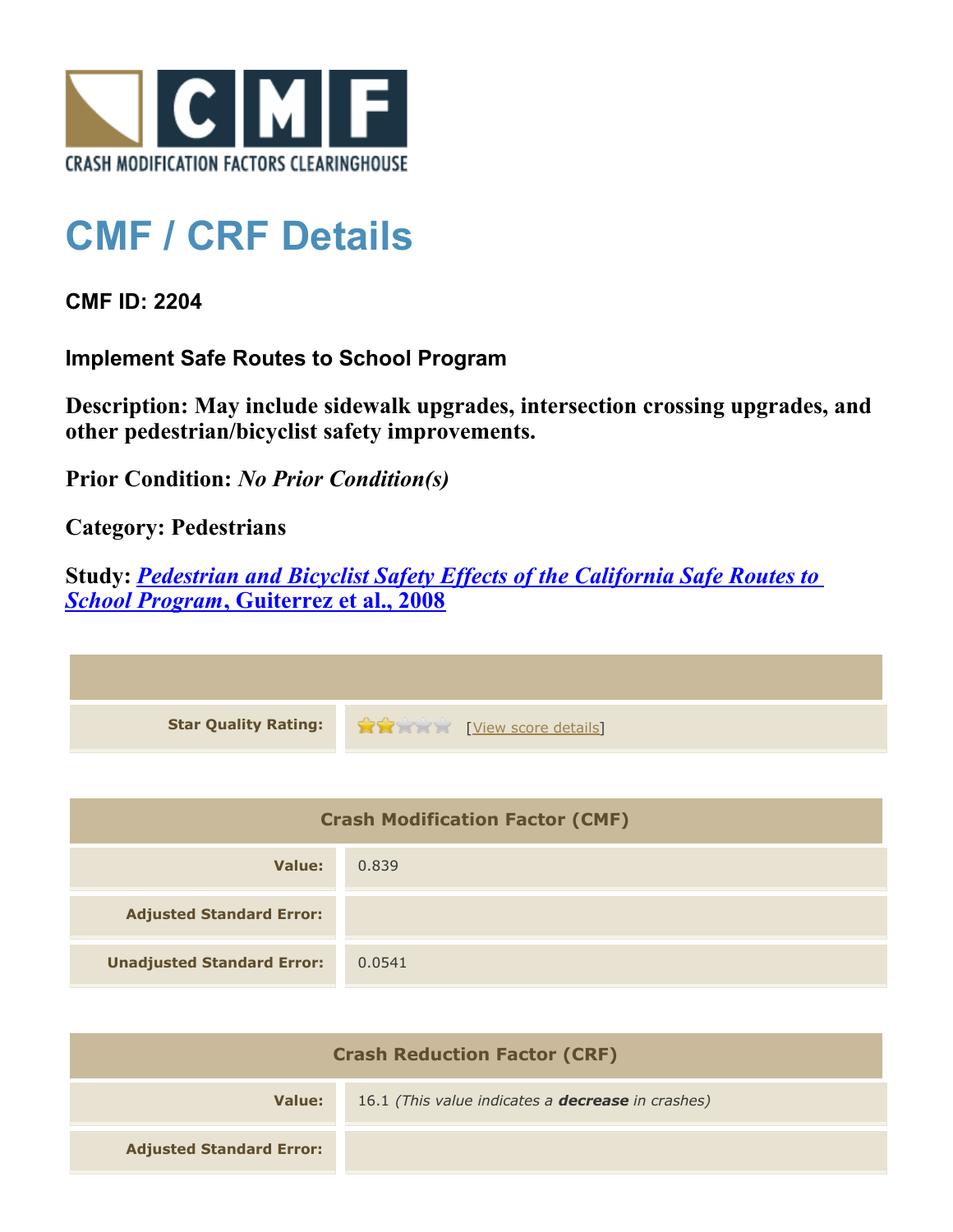CRASH MODIFICATION FACTORS CLEARINGHOUSE

# CMF / CRF Details

**CMF ID: 2204**

**Implement Safe Routes to School Program**

**Description: May include sidewalk upgrades, intersection crossing upgrades, and other pedestrian/bicyclist safety improvements.**

**Prior Condition:** ***No Prior Condition(s)***

**Category: Pedestrians**

**Study:** ***Pedestrian and Bicyclist Safety Effects of the California Safe Routes to School Program*****, Guiterrez et al., 2008**

| | |
|---|---|
| **Star Quality Rating:** | 2 of 5 stars [View score details] |

| Crash Modification Factor (CMF) | |
|---|---|
| **Value:** | 0.839 |
| **Adjusted Standard Error:** | |
| **Unadjusted Standard Error:** | 0.0541 |

| Crash Reduction Factor (CRF) | |
|---|---|
| **Value:** | 16.1 *(This value indicates a* ***decrease*** *in crashes)* |
| **Adjusted Standard Error:** | |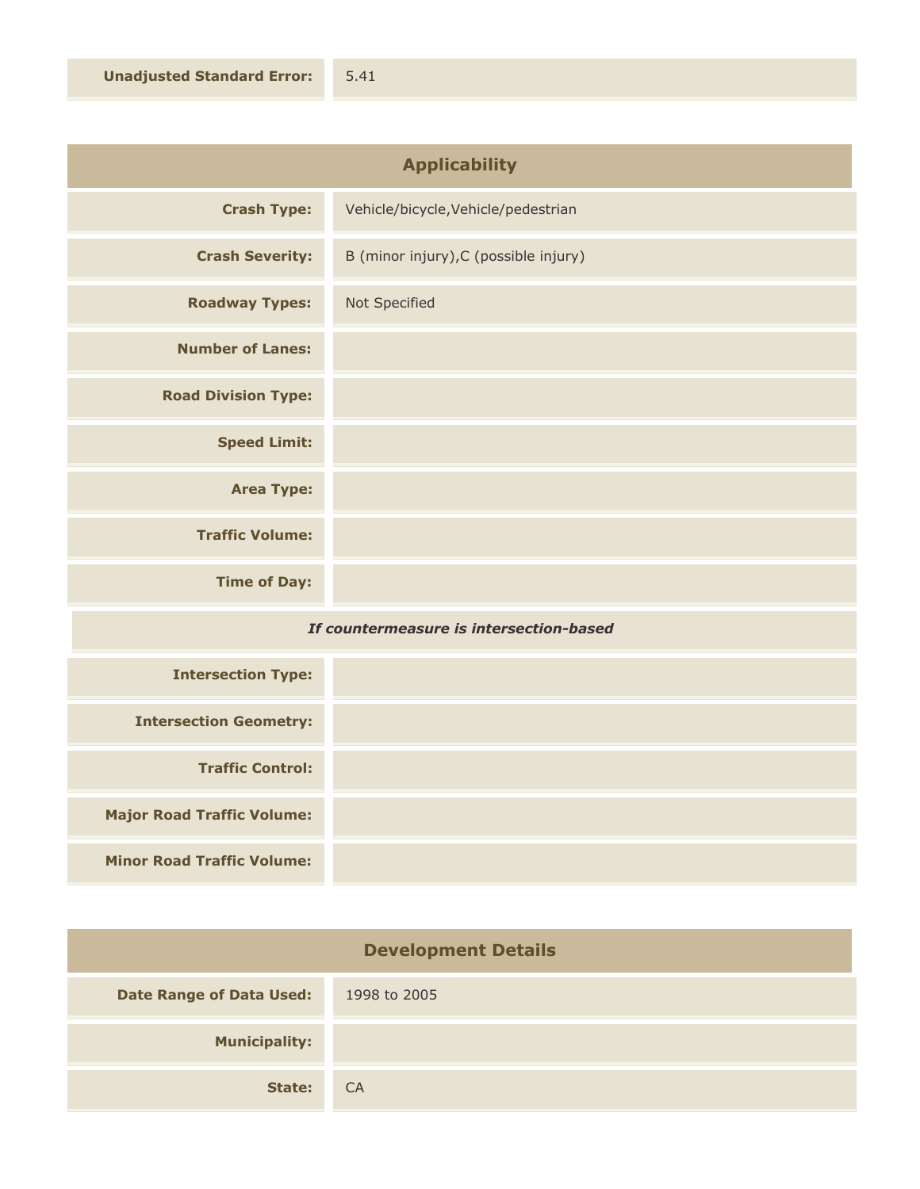| | |
|---|---|
| **Unadjusted Standard Error:** | 5.41 |

| Applicability | |
|---|---|
| **Crash Type:** | Vehicle/bicycle,Vehicle/pedestrian |
| **Crash Severity:** | B (minor injury),C (possible injury) |
| **Roadway Types:** | Not Specified |
| **Number of Lanes:** | |
| **Road Division Type:** | |
| **Speed Limit:** | |
| **Area Type:** | |
| **Traffic Volume:** | |
| **Time of Day:** | |
| ***If countermeasure is intersection-based*** | |
| **Intersection Type:** | |
| **Intersection Geometry:** | |
| **Traffic Control:** | |
| **Major Road Traffic Volume:** | |
| **Minor Road Traffic Volume:** | |

| Development Details | |
|---|---|
| **Date Range of Data Used:** | 1998 to 2005 |
| **Municipality:** | |
| **State:** | CA |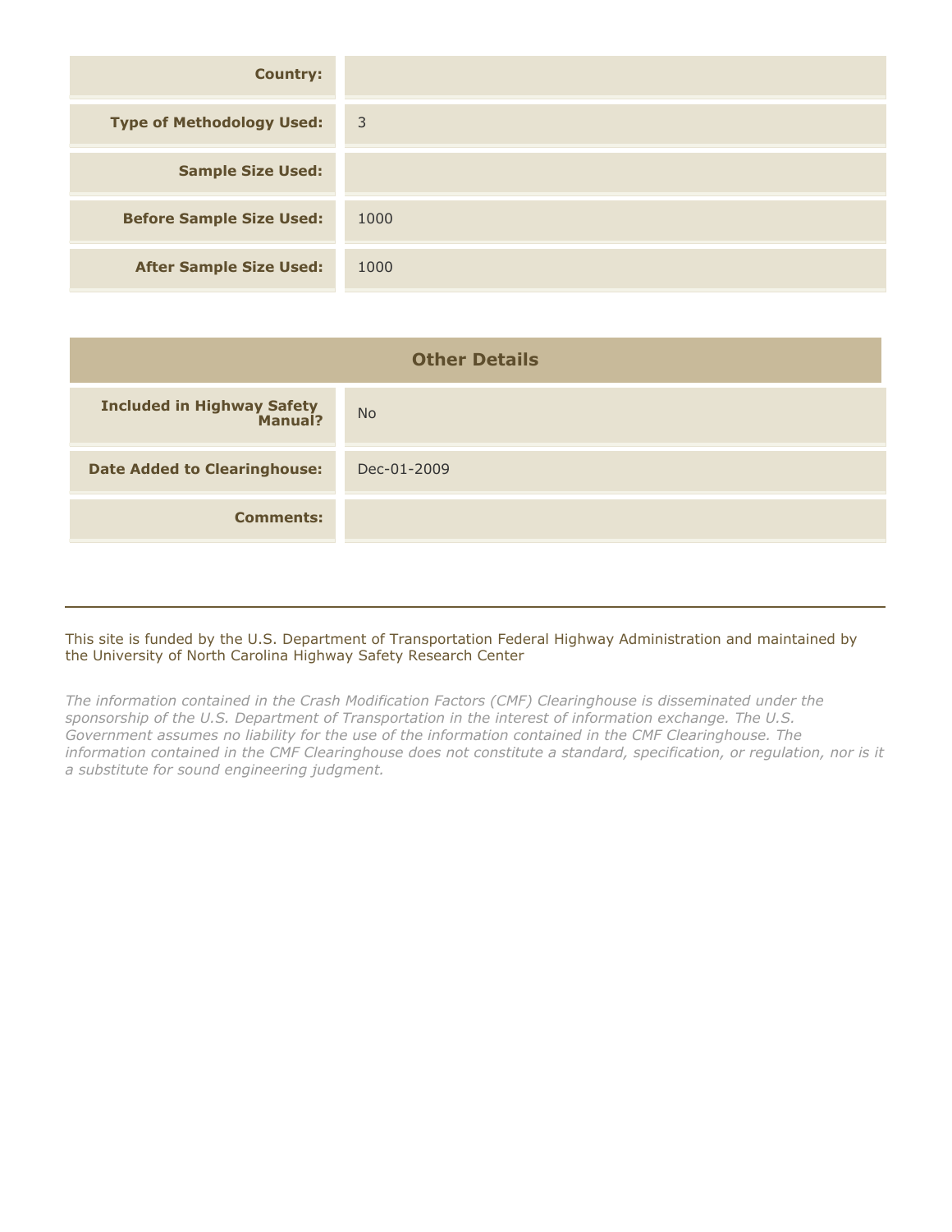| | |
|---|---|
| **Country:** | |
| **Type of Methodology Used:** | 3 |
| **Sample Size Used:** | |
| **Before Sample Size Used:** | 1000 |
| **After Sample Size Used:** | 1000 |

## Other Details

| | |
|---|---|
| **Included in Highway Safety Manual?** | No |
| **Date Added to Clearinghouse:** | Dec-01-2009 |
| **Comments:** | |

---

This site is funded by the U.S. Department of Transportation Federal Highway Administration and maintained by the University of North Carolina Highway Safety Research Center

*The information contained in the Crash Modification Factors (CMF) Clearinghouse is disseminated under the sponsorship of the U.S. Department of Transportation in the interest of information exchange. The U.S. Government assumes no liability for the use of the information contained in the CMF Clearinghouse. The information contained in the CMF Clearinghouse does not constitute a standard, specification, or regulation, nor is it a substitute for sound engineering judgment.*